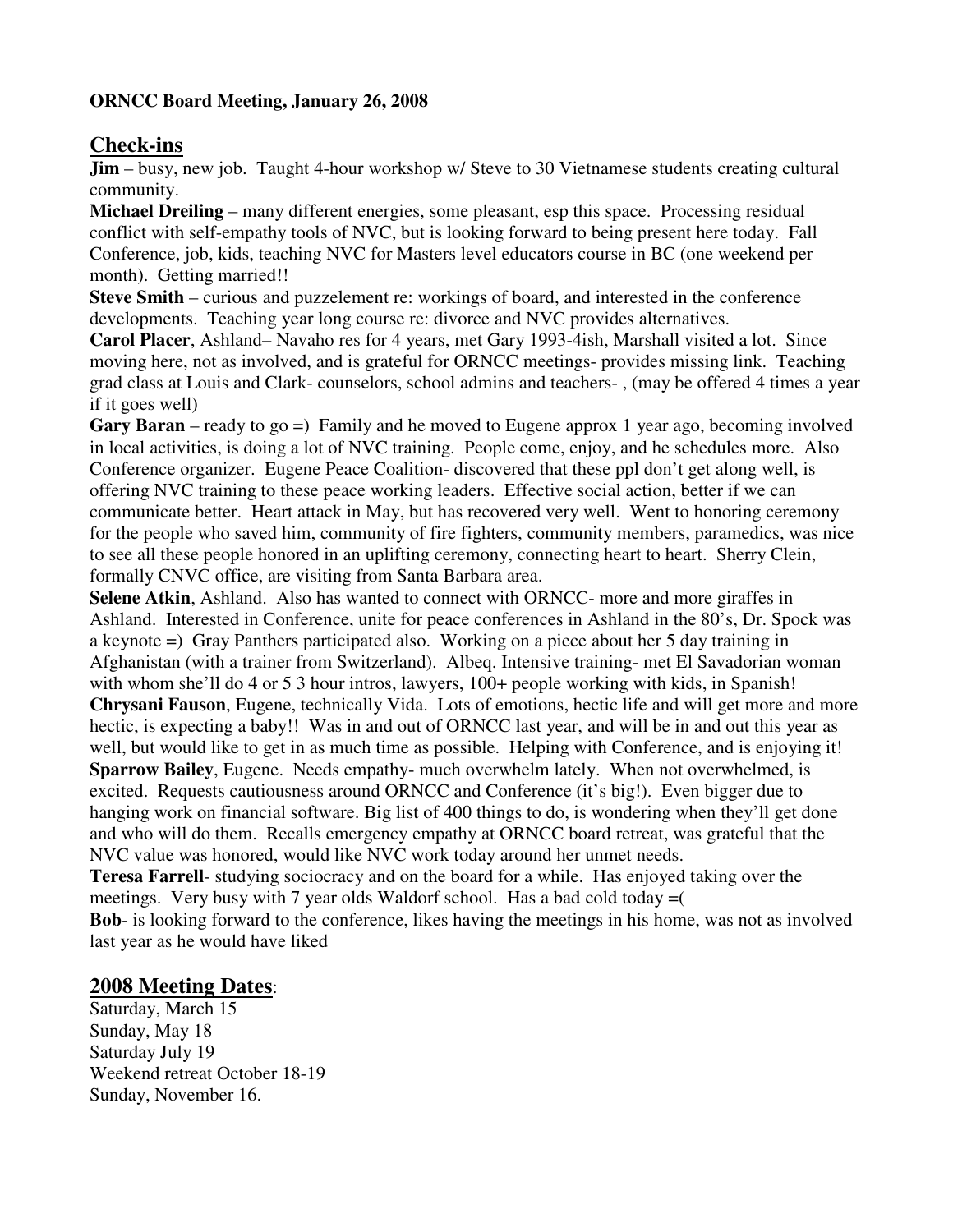**ORNCC Board Meeting, January 26, 2008**

## Check-ins

**Jim** – busy, new job. Taught 4-hour workshop w/ Steve to 30 Vietnamese students creating cultural community.

**Michael Dreiling** – many different energies, some pleasant, esp this space. Processing residual conflict with self-empathy tools of NVC, but is looking forward to being present here today. Fall Conference, job, kids, teaching NVC for Masters level educators course in BC (one weekend per month). Getting married!!

**Steve Smith** – curious and puzzelement re: workings of board, and interested in the conference developments. Teaching year long course re: divorce and NVC provides alternatives.

**Carol Placer**, Ashland– Navaho res for 4 years, met Gary 1993-4ish, Marshall visited a lot. Since moving here, not as involved, and is grateful for ORNCC meetings- provides missing link. Teaching grad class at Louis and Clark- counselors, school admins and teachers- , (may be offered 4 times a year if it goes well)

**Gary Baran** – ready to go =) Family and he moved to Eugene approx 1 year ago, becoming involved in local activities, is doing a lot of NVC training. People come, enjoy, and he schedules more. Also Conference organizer. Eugene Peace Coalition- discovered that these ppl don't get along well, is offering NVC training to these peace working leaders. Effective social action, better if we can communicate better. Heart attack in May, but has recovered very well. Went to honoring ceremony for the people who saved him, community of fire fighters, community members, paramedics, was nice to see all these people honored in an uplifting ceremony, connecting heart to heart. Sherry Clein, formally CNVC office, are visiting from Santa Barbara area.

**Selene Atkin**, Ashland. Also has wanted to connect with ORNCC- more and more giraffes in Ashland. Interested in Conference, unite for peace conferences in Ashland in the 80's, Dr. Spock was a keynote =) Gray Panthers participated also. Working on a piece about her 5 day training in Afghanistan (with a trainer from Switzerland). Albeq. Intensive training- met El Savadorian woman with whom she'll do 4 or 5 3 hour intros, lawyers, 100+ people working with kids, in Spanish!

**Chrysani Fauson**, Eugene, technically Vida. Lots of emotions, hectic life and will get more and more hectic, is expecting a baby!! Was in and out of ORNCC last year, and will be in and out this year as well, but would like to get in as much time as possible. Helping with Conference, and is enjoying it!

**Sparrow Bailey**, Eugene. Needs empathy- much overwhelm lately. When not overwhelmed, is excited. Requests cautiousness around ORNCC and Conference (it's big!). Even bigger due to hanging work on financial software. Big list of 400 things to do, is wondering when they'll get done and who will do them. Recalls emergency empathy at ORNCC board retreat, was grateful that the NVC value was honored, would like NVC work today around her unmet needs.

**Teresa Farrell**- studying sociocracy and on the board for a while. Has enjoyed taking over the meetings. Very busy with 7 year olds Waldorf school. Has a bad cold today =(

**Bob**- is looking forward to the conference, likes having the meetings in his home, was not as involved last year as he would have liked

## 2008 Meeting Dates:

Saturday, March 15
Sunday, May 18
Saturday July 19
Weekend retreat October 18-19
Sunday, November 16.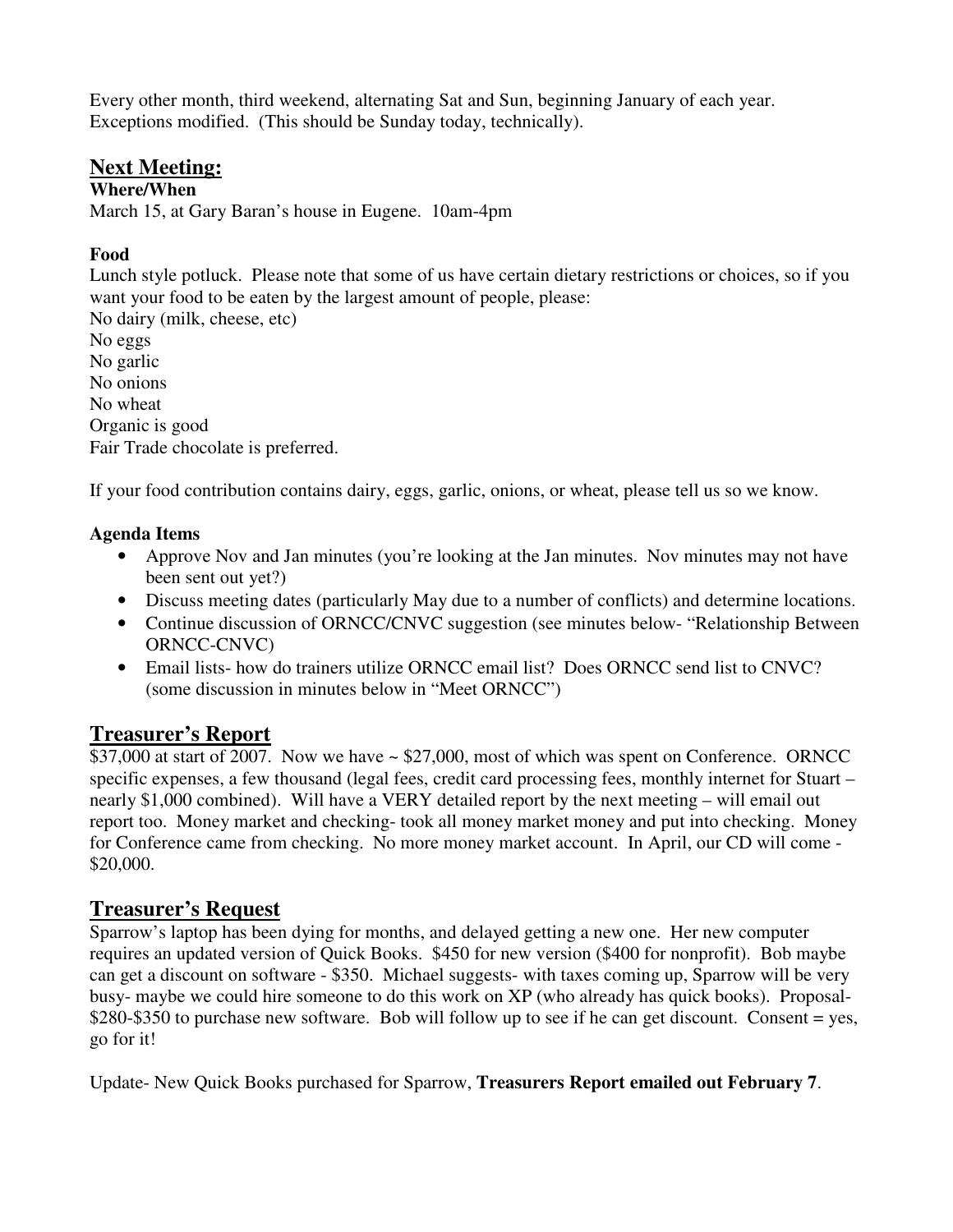Every other month, third weekend, alternating Sat and Sun, beginning January of each year. Exceptions modified. (This should be Sunday today, technically).

## Next Meeting:

**Where/When**

March 15, at Gary Baran's house in Eugene. 10am-4pm

**Food**

Lunch style potluck. Please note that some of us have certain dietary restrictions or choices, so if you want your food to be eaten by the largest amount of people, please:

No dairy (milk, cheese, etc)
No eggs
No garlic
No onions
No wheat
Organic is good
Fair Trade chocolate is preferred.

If your food contribution contains dairy, eggs, garlic, onions, or wheat, please tell us so we know.

**Agenda Items**

- Approve Nov and Jan minutes (you're looking at the Jan minutes. Nov minutes may not have been sent out yet?)
- Discuss meeting dates (particularly May due to a number of conflicts) and determine locations.
- Continue discussion of ORNCC/CNVC suggestion (see minutes below- "Relationship Between ORNCC-CNVC)
- Email lists- how do trainers utilize ORNCC email list? Does ORNCC send list to CNVC? (some discussion in minutes below in "Meet ORNCC")

## Treasurer's Report

$37,000 at start of 2007. Now we have ~ $27,000, most of which was spent on Conference. ORNCC specific expenses, a few thousand (legal fees, credit card processing fees, monthly internet for Stuart – nearly $1,000 combined). Will have a VERY detailed report by the next meeting – will email out report too. Money market and checking- took all money market money and put into checking. Money for Conference came from checking. No more money market account. In April, our CD will come - $20,000.

## Treasurer's Request

Sparrow's laptop has been dying for months, and delayed getting a new one. Her new computer requires an updated version of Quick Books. $450 for new version ($400 for nonprofit). Bob maybe can get a discount on software - $350. Michael suggests- with taxes coming up, Sparrow will be very busy- maybe we could hire someone to do this work on XP (who already has quick books). Proposal- $280-$350 to purchase new software. Bob will follow up to see if he can get discount. Consent = yes, go for it!

Update- New Quick Books purchased for Sparrow, **Treasurers Report emailed out February 7**.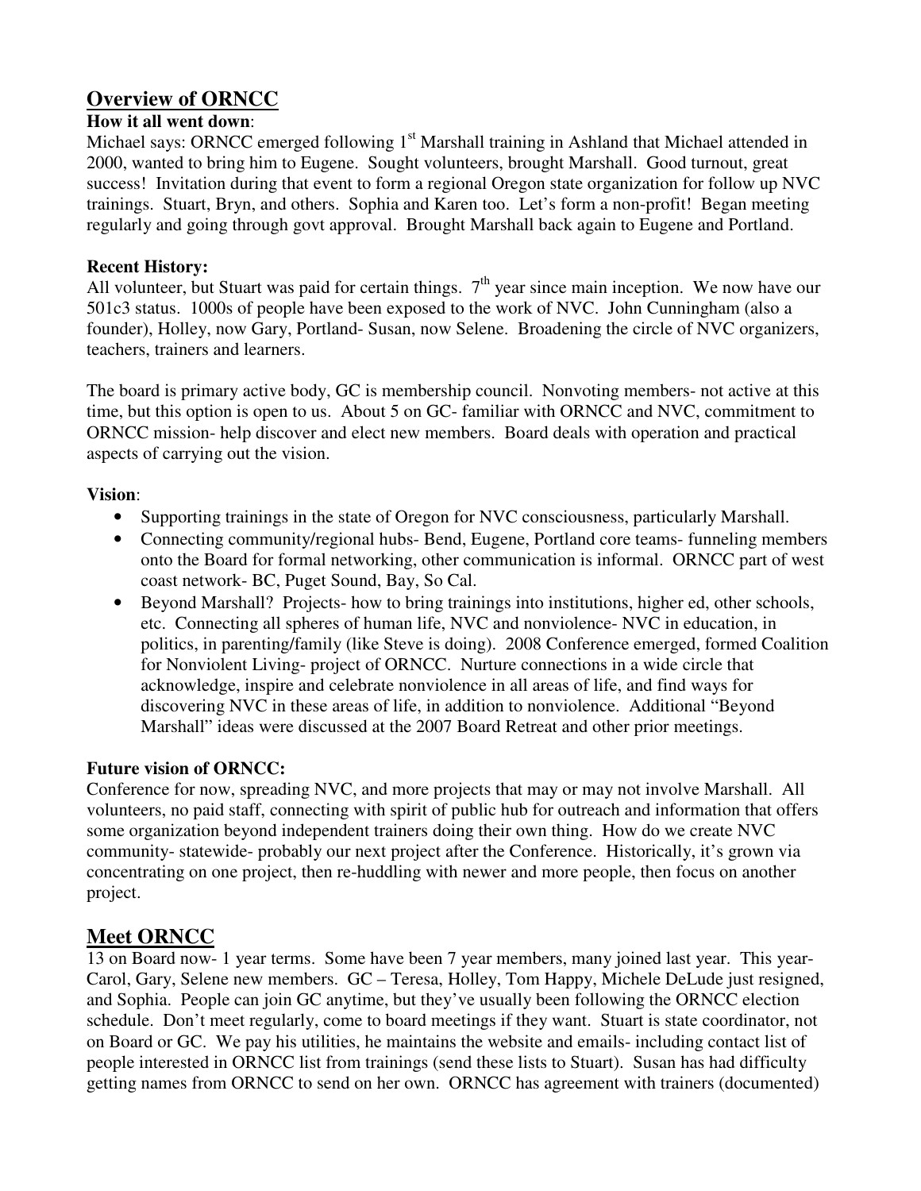## Overview of ORNCC

**How it all went down**:

Michael says: ORNCC emerged following 1st Marshall training in Ashland that Michael attended in 2000, wanted to bring him to Eugene. Sought volunteers, brought Marshall. Good turnout, great success! Invitation during that event to form a regional Oregon state organization for follow up NVC trainings. Stuart, Bryn, and others. Sophia and Karen too. Let's form a non-profit! Began meeting regularly and going through govt approval. Brought Marshall back again to Eugene and Portland.

**Recent History:**

All volunteer, but Stuart was paid for certain things. 7th year since main inception. We now have our 501c3 status. 1000s of people have been exposed to the work of NVC. John Cunningham (also a founder), Holley, now Gary, Portland- Susan, now Selene. Broadening the circle of NVC organizers, teachers, trainers and learners.

The board is primary active body, GC is membership council. Nonvoting members- not active at this time, but this option is open to us. About 5 on GC- familiar with ORNCC and NVC, commitment to ORNCC mission- help discover and elect new members. Board deals with operation and practical aspects of carrying out the vision.

**Vision**:

- Supporting trainings in the state of Oregon for NVC consciousness, particularly Marshall.
- Connecting community/regional hubs- Bend, Eugene, Portland core teams- funneling members onto the Board for formal networking, other communication is informal. ORNCC part of west coast network- BC, Puget Sound, Bay, So Cal.
- Beyond Marshall? Projects- how to bring trainings into institutions, higher ed, other schools, etc. Connecting all spheres of human life, NVC and nonviolence- NVC in education, in politics, in parenting/family (like Steve is doing). 2008 Conference emerged, formed Coalition for Nonviolent Living- project of ORNCC. Nurture connections in a wide circle that acknowledge, inspire and celebrate nonviolence in all areas of life, and find ways for discovering NVC in these areas of life, in addition to nonviolence. Additional "Beyond Marshall" ideas were discussed at the 2007 Board Retreat and other prior meetings.

**Future vision of ORNCC:**

Conference for now, spreading NVC, and more projects that may or may not involve Marshall. All volunteers, no paid staff, connecting with spirit of public hub for outreach and information that offers some organization beyond independent trainers doing their own thing. How do we create NVC community- statewide- probably our next project after the Conference. Historically, it's grown via concentrating on one project, then re-huddling with newer and more people, then focus on another project.

## Meet ORNCC

13 on Board now- 1 year terms. Some have been 7 year members, many joined last year. This year- Carol, Gary, Selene new members. GC – Teresa, Holley, Tom Happy, Michele DeLude just resigned, and Sophia. People can join GC anytime, but they've usually been following the ORNCC election schedule. Don't meet regularly, come to board meetings if they want. Stuart is state coordinator, not on Board or GC. We pay his utilities, he maintains the website and emails- including contact list of people interested in ORNCC list from trainings (send these lists to Stuart). Susan has had difficulty getting names from ORNCC to send on her own. ORNCC has agreement with trainers (documented)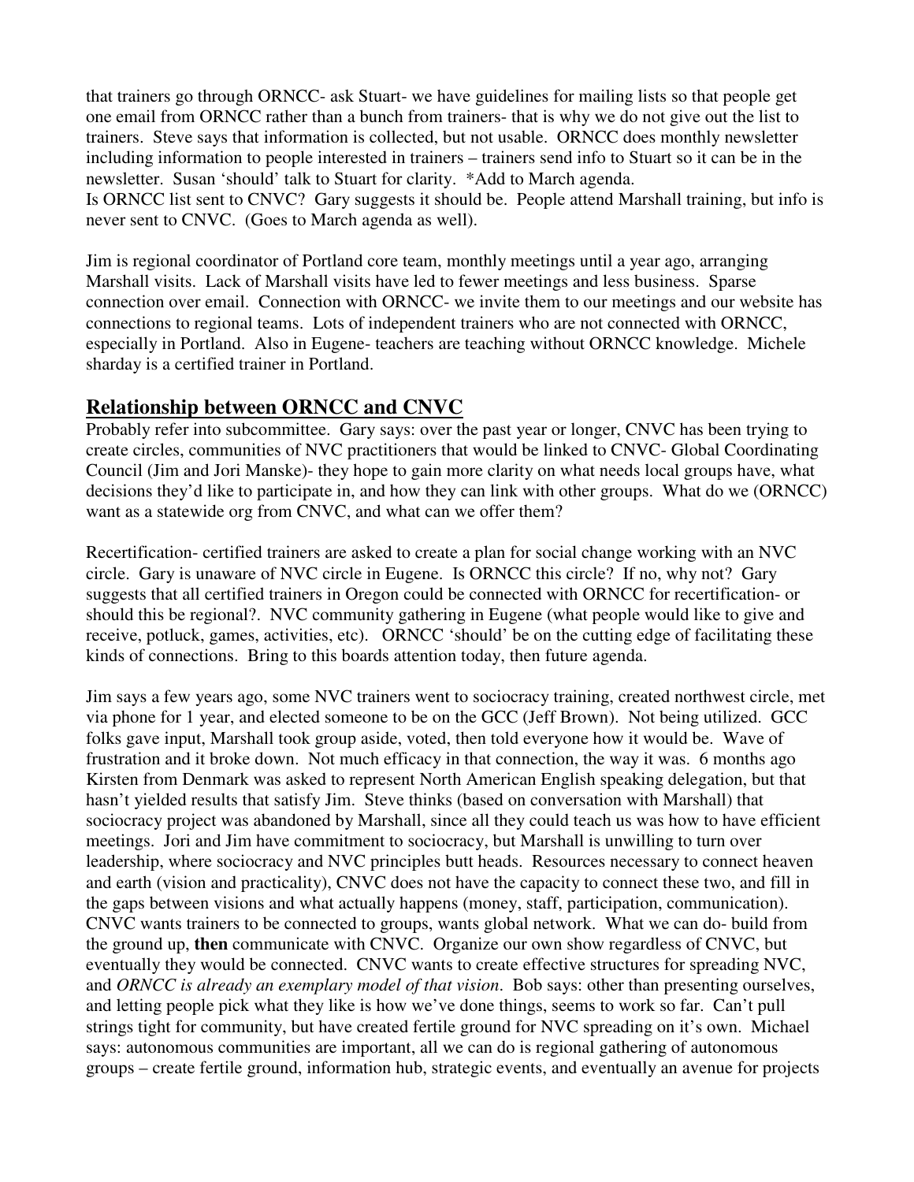that trainers go through ORNCC- ask Stuart- we have guidelines for mailing lists so that people get one email from ORNCC rather than a bunch from trainers- that is why we do not give out the list to trainers. Steve says that information is collected, but not usable. ORNCC does monthly newsletter including information to people interested in trainers – trainers send info to Stuart so it can be in the newsletter. Susan 'should' talk to Stuart for clarity. *Add to March agenda.
Is ORNCC list sent to CNVC? Gary suggests it should be. People attend Marshall training, but info is never sent to CNVC. (Goes to March agenda as well).

Jim is regional coordinator of Portland core team, monthly meetings until a year ago, arranging Marshall visits. Lack of Marshall visits have led to fewer meetings and less business. Sparse connection over email. Connection with ORNCC- we invite them to our meetings and our website has connections to regional teams. Lots of independent trainers who are not connected with ORNCC, especially in Portland. Also in Eugene- teachers are teaching without ORNCC knowledge. Michele sharday is a certified trainer in Portland.

## Relationship between ORNCC and CNVC

Probably refer into subcommittee. Gary says: over the past year or longer, CNVC has been trying to create circles, communities of NVC practitioners that would be linked to CNVC- Global Coordinating Council (Jim and Jori Manske)- they hope to gain more clarity on what needs local groups have, what decisions they'd like to participate in, and how they can link with other groups. What do we (ORNCC) want as a statewide org from CNVC, and what can we offer them?

Recertification- certified trainers are asked to create a plan for social change working with an NVC circle. Gary is unaware of NVC circle in Eugene. Is ORNCC this circle? If no, why not? Gary suggests that all certified trainers in Oregon could be connected with ORNCC for recertification- or should this be regional?. NVC community gathering in Eugene (what people would like to give and receive, potluck, games, activities, etc). ORNCC 'should' be on the cutting edge of facilitating these kinds of connections. Bring to this boards attention today, then future agenda.

Jim says a few years ago, some NVC trainers went to sociocracy training, created northwest circle, met via phone for 1 year, and elected someone to be on the GCC (Jeff Brown). Not being utilized. GCC folks gave input, Marshall took group aside, voted, then told everyone how it would be. Wave of frustration and it broke down. Not much efficacy in that connection, the way it was. 6 months ago Kirsten from Denmark was asked to represent North American English speaking delegation, but that hasn't yielded results that satisfy Jim. Steve thinks (based on conversation with Marshall) that sociocracy project was abandoned by Marshall, since all they could teach us was how to have efficient meetings. Jori and Jim have commitment to sociocracy, but Marshall is unwilling to turn over leadership, where sociocracy and NVC principles butt heads. Resources necessary to connect heaven and earth (vision and practicality), CNVC does not have the capacity to connect these two, and fill in the gaps between visions and what actually happens (money, staff, participation, communication). CNVC wants trainers to be connected to groups, wants global network. What we can do- build from the ground up, **then** communicate with CNVC. Organize our own show regardless of CNVC, but eventually they would be connected. CNVC wants to create effective structures for spreading NVC, and *ORNCC is already an exemplary model of that vision*. Bob says: other than presenting ourselves, and letting people pick what they like is how we've done things, seems to work so far. Can't pull strings tight for community, but have created fertile ground for NVC spreading on it's own. Michael says: autonomous communities are important, all we can do is regional gathering of autonomous groups – create fertile ground, information hub, strategic events, and eventually an avenue for projects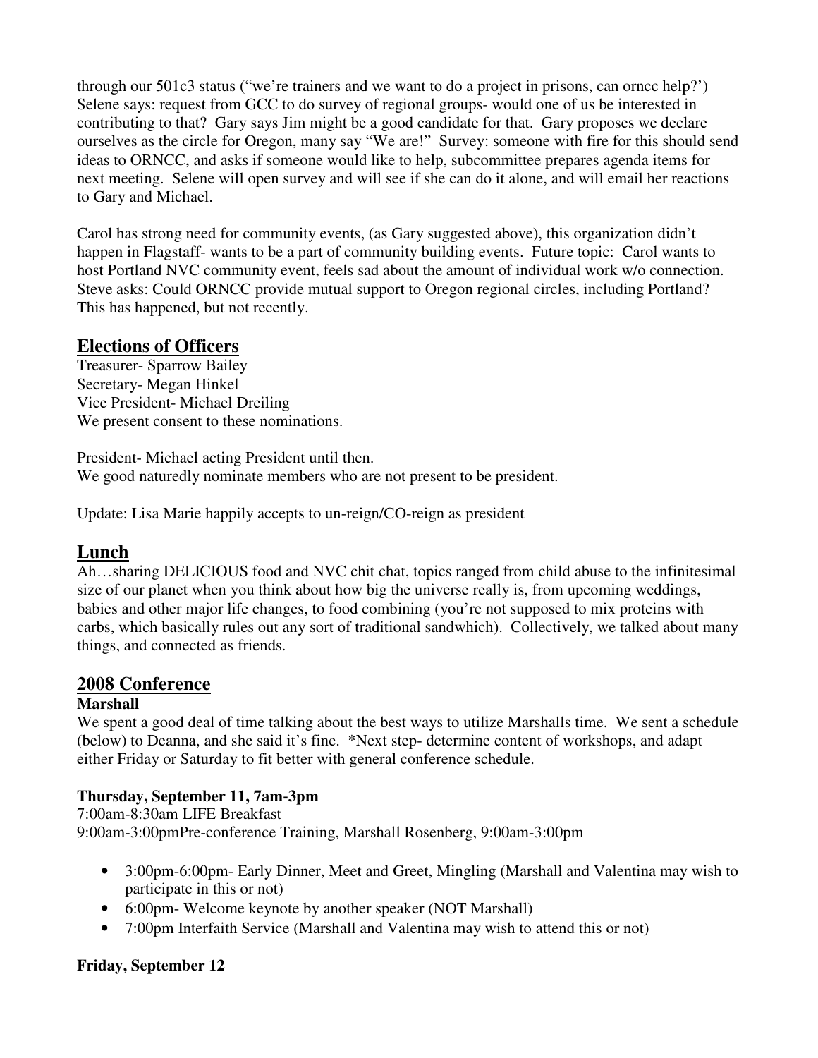through our 501c3 status ("we're trainers and we want to do a project in prisons, can orncc help?') Selene says: request from GCC to do survey of regional groups- would one of us be interested in contributing to that? Gary says Jim might be a good candidate for that. Gary proposes we declare ourselves as the circle for Oregon, many say "We are!" Survey: someone with fire for this should send ideas to ORNCC, and asks if someone would like to help, subcommittee prepares agenda items for next meeting. Selene will open survey and will see if she can do it alone, and will email her reactions to Gary and Michael.

Carol has strong need for community events, (as Gary suggested above), this organization didn't happen in Flagstaff- wants to be a part of community building events. Future topic: Carol wants to host Portland NVC community event, feels sad about the amount of individual work w/o connection. Steve asks: Could ORNCC provide mutual support to Oregon regional circles, including Portland? This has happened, but not recently.

## Elections of Officers

Treasurer- Sparrow Bailey
Secretary- Megan Hinkel
Vice President- Michael Dreiling
We present consent to these nominations.

President- Michael acting President until then.
We good naturedly nominate members who are not present to be president.

Update: Lisa Marie happily accepts to un-reign/CO-reign as president

## Lunch

Ah…sharing DELICIOUS food and NVC chit chat, topics ranged from child abuse to the infinitesimal size of our planet when you think about how big the universe really is, from upcoming weddings, babies and other major life changes, to food combining (you're not supposed to mix proteins with carbs, which basically rules out any sort of traditional sandwhich). Collectively, we talked about many things, and connected as friends.

## 2008 Conference

### Marshall

We spent a good deal of time talking about the best ways to utilize Marshalls time. We sent a schedule (below) to Deanna, and she said it's fine. *Next step- determine content of workshops, and adapt either Friday or Saturday to fit better with general conference schedule.

**Thursday, September 11, 7am-3pm**

7:00am-8:30am LIFE Breakfast
9:00am-3:00pmPre-conference Training, Marshall Rosenberg, 9:00am-3:00pm

- 3:00pm-6:00pm- Early Dinner, Meet and Greet, Mingling (Marshall and Valentina may wish to participate in this or not)
- 6:00pm- Welcome keynote by another speaker (NOT Marshall)
- 7:00pm Interfaith Service (Marshall and Valentina may wish to attend this or not)

**Friday, September 12**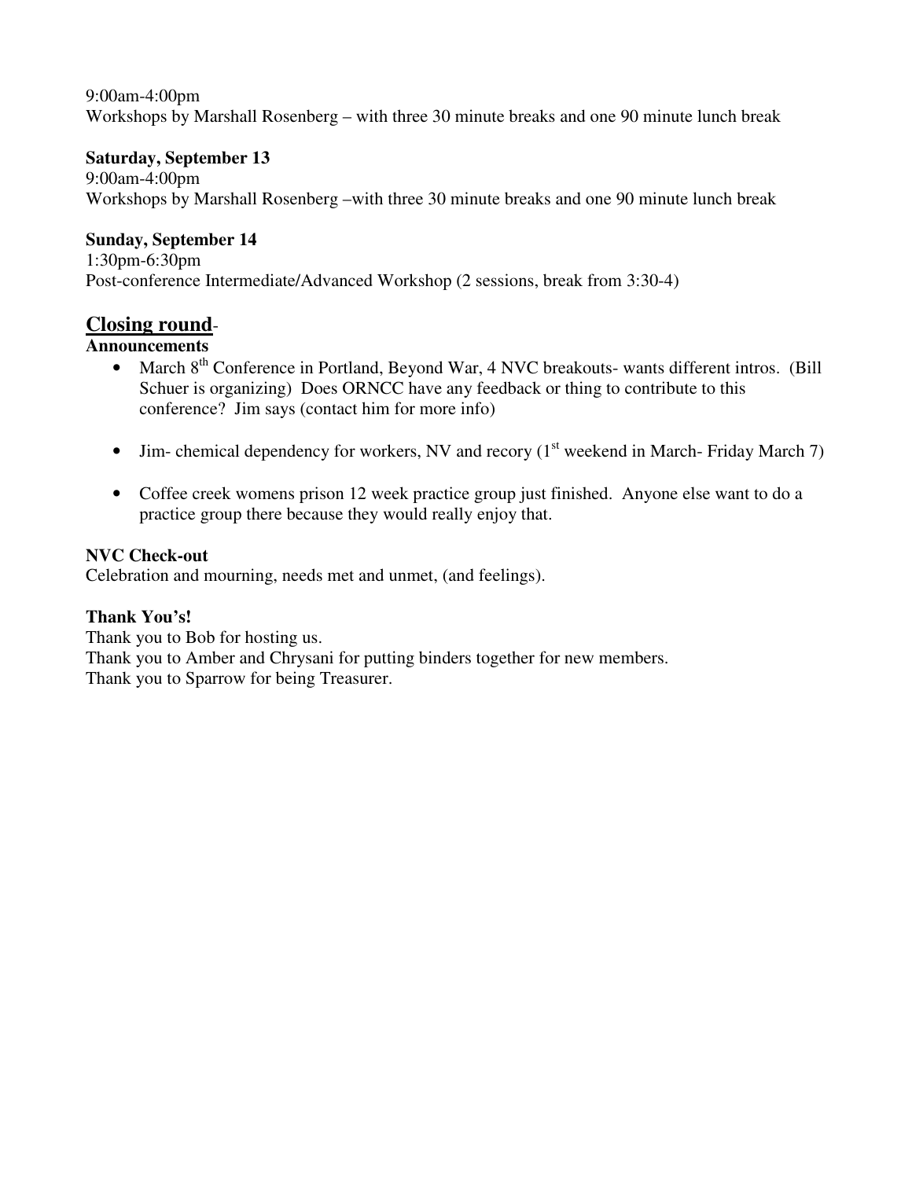9:00am-4:00pm
Workshops by Marshall Rosenberg – with three 30 minute breaks and one 90 minute lunch break

**Saturday, September 13**
9:00am-4:00pm
Workshops by Marshall Rosenberg –with three 30 minute breaks and one 90 minute lunch break

**Sunday, September 14**
1:30pm-6:30pm
Post-conference Intermediate/Advanced Workshop (2 sessions, break from 3:30-4)

## Closing round-

**Announcements**

- March 8th Conference in Portland, Beyond War, 4 NVC breakouts- wants different intros. (Bill Schuer is organizing) Does ORNCC have any feedback or thing to contribute to this conference? Jim says (contact him for more info)
- Jim- chemical dependency for workers, NV and recory (1st weekend in March- Friday March 7)
- Coffee creek womens prison 12 week practice group just finished. Anyone else want to do a practice group there because they would really enjoy that.

**NVC Check-out**
Celebration and mourning, needs met and unmet, (and feelings).

**Thank You's!**
Thank you to Bob for hosting us.
Thank you to Amber and Chrysani for putting binders together for new members.
Thank you to Sparrow for being Treasurer.